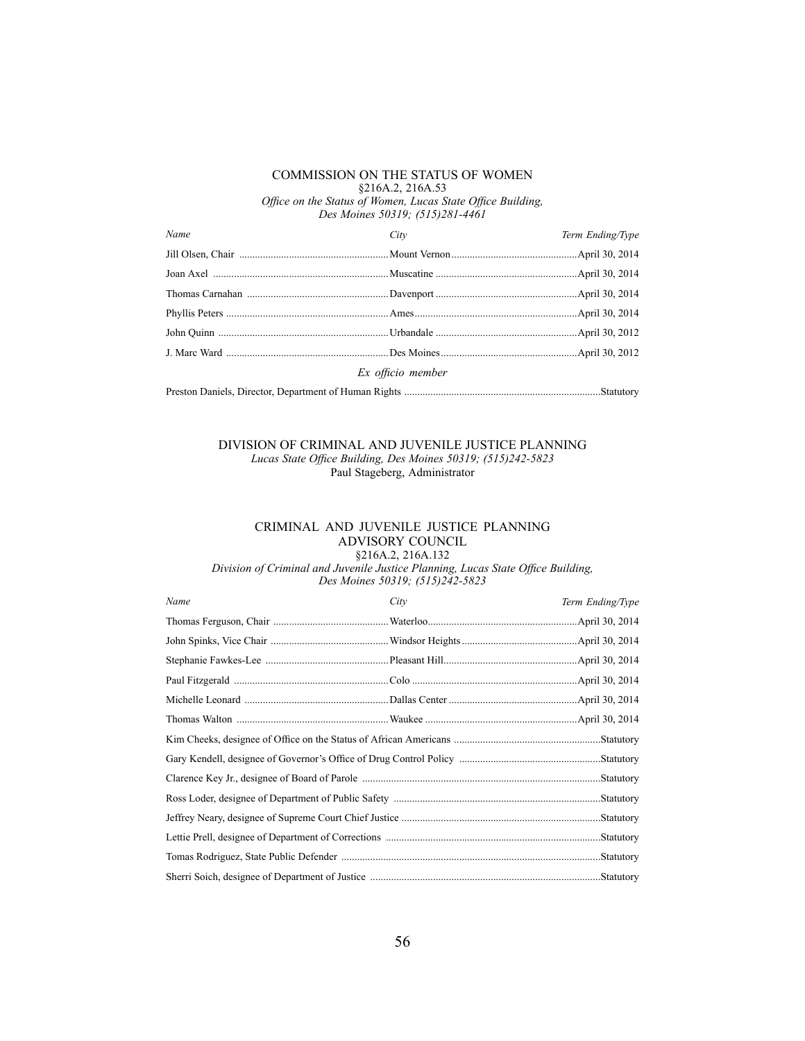## COMMISSION ON THE STATUS OF WOMEN

§216A.2, 216A.53

*Office on the Status of Women, Lucas State Office Building, Des Moines 50319; (515)281-4461*

| *Name* | *City* | *Term Ending/Type* |
|---|---|---|
| Jill Olsen, Chair | Mount Vernon | April 30, 2014 |
| Joan Axel | Muscatine | April 30, 2014 |
| Thomas Carnahan | Davenport | April 30, 2014 |
| Phyllis Peters | Ames | April 30, 2014 |
| John Quinn | Urbandale | April 30, 2012 |
| J. Marc Ward | Des Moines | April 30, 2012 |
| | *Ex officio member* | |
| Preston Daniels, Director, Department of Human Rights | | Statutory |

## DIVISION OF CRIMINAL AND JUVENILE JUSTICE PLANNING

*Lucas State Office Building, Des Moines 50319; (515)242-5823*

Paul Stageberg, Administrator

## CRIMINAL AND JUVENILE JUSTICE PLANNING ADVISORY COUNCIL

§216A.2, 216A.132

*Division of Criminal and Juvenile Justice Planning, Lucas State Office Building, Des Moines 50319; (515)242-5823*

| *Name* | *City* | *Term Ending/Type* |
|---|---|---|
| Thomas Ferguson, Chair | Waterloo | April 30, 2014 |
| John Spinks, Vice Chair | Windsor Heights | April 30, 2014 |
| Stephanie Fawkes-Lee | Pleasant Hill | April 30, 2014 |
| Paul Fitzgerald | Colo | April 30, 2014 |
| Michelle Leonard | Dallas Center | April 30, 2014 |
| Thomas Walton | Waukee | April 30, 2014 |
| Kim Cheeks, designee of Office on the Status of African Americans | | Statutory |
| Gary Kendell, designee of Governor's Office of Drug Control Policy | | Statutory |
| Clarence Key Jr., designee of Board of Parole | | Statutory |
| Ross Loder, designee of Department of Public Safety | | Statutory |
| Jeffrey Neary, designee of Supreme Court Chief Justice | | Statutory |
| Lettie Prell, designee of Department of Corrections | | Statutory |
| Tomas Rodriguez, State Public Defender | | Statutory |
| Sherri Soich, designee of Department of Justice | | Statutory |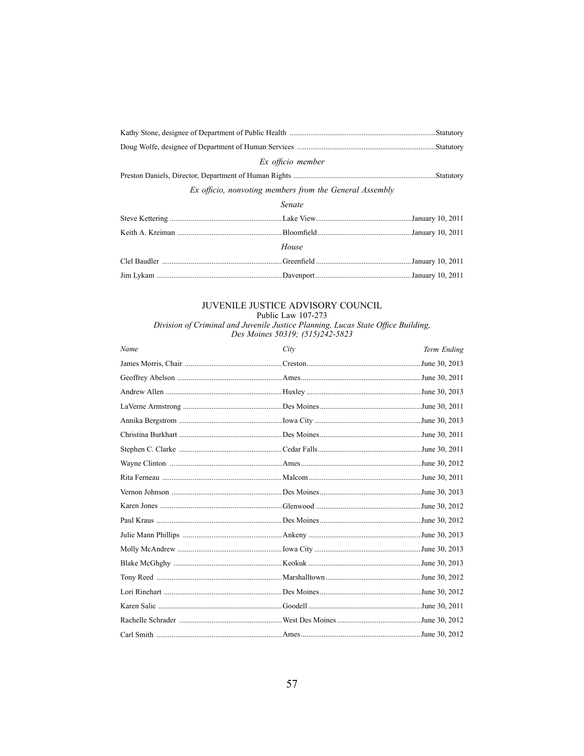| | |
|---|---|
| Kathy Stone, designee of Department of Public Health | Statutory |
| Doug Wolfe, designee of Department of Human Services | Statutory |

*Ex officio member*

| | |
|---|---|
| Preston Daniels, Director, Department of Human Rights | Statutory |

*Ex officio, nonvoting members from the General Assembly*

*Senate*

| | | |
|---|---|---|
| Steve Kettering | Lake View | January 10, 2011 |
| Keith A. Kreiman | Bloomfield | January 10, 2011 |

*House*

| | | |
|---|---|---|
| Clel Baudler | Greenfield | January 10, 2011 |
| Jim Lykam | Davenport | January 10, 2011 |

## JUVENILE JUSTICE ADVISORY COUNCIL

Public Law 107-273

*Division of Criminal and Juvenile Justice Planning, Lucas State Office Building, Des Moines 50319; (515)242-5823*

| *Name* | *City* | *Term Ending* |
|---|---|---|
| James Morris, Chair | Creston | June 30, 2013 |
| Geoffrey Abelson | Ames | June 30, 2011 |
| Andrew Allen | Huxley | June 30, 2013 |
| LaVerne Armstrong | Des Moines | June 30, 2011 |
| Annika Bergstrom | Iowa City | June 30, 2013 |
| Christina Burkhart | Des Moines | June 30, 2011 |
| Stephen C. Clarke | Cedar Falls | June 30, 2011 |
| Wayne Clinton | Ames | June 30, 2012 |
| Rita Ferneau | Malcom | June 30, 2011 |
| Vernon Johnson | Des Moines | June 30, 2013 |
| Karen Jones | Glenwood | June 30, 2012 |
| Paul Kraus | Des Moines | June 30, 2012 |
| Julie Mann Phillips | Ankeny | June 30, 2013 |
| Molly McAndrew | Iowa City | June 30, 2013 |
| Blake McGhghy | Keokuk | June 30, 2013 |
| Tony Reed | Marshalltown | June 30, 2012 |
| Lori Rinehart | Des Moines | June 30, 2012 |
| Karen Salic | Goodell | June 30, 2011 |
| Rachelle Schrader | West Des Moines | June 30, 2012 |
| Carl Smith | Ames | June 30, 2012 |